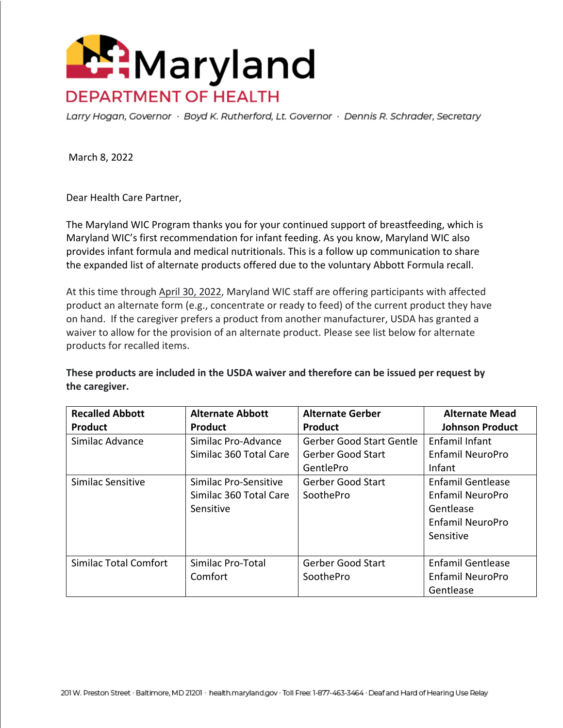# Maryland
## DEPARTMENT OF HEALTH

*Larry Hogan, Governor · Boyd K. Rutherford, Lt. Governor · Dennis R. Schrader, Secretary*

March 8, 2022

Dear Health Care Partner,

The Maryland WIC Program thanks you for your continued support of breastfeeding, which is Maryland WIC's first recommendation for infant feeding. As you know, Maryland WIC also provides infant formula and medical nutritionals. This is a follow up communication to share the expanded list of alternate products offered due to the voluntary Abbott Formula recall.

At this time through April 30, 2022, Maryland WIC staff are offering participants with affected product an alternate form (e.g., concentrate or ready to feed) of the current product they have on hand. If the caregiver prefers a product from another manufacturer, USDA has granted a waiver to allow for the provision of an alternate product. Please see list below for alternate products for recalled items.

**These products are included in the USDA waiver and therefore can be issued per request by the caregiver.**

| Recalled Abbott Product | Alternate Abbott Product | Alternate Gerber Product | Alternate Mead Johnson Product |
|---|---|---|---|
| Similac Advance | Similac Pro-Advance<br>Similac 360 Total Care | Gerber Good Start Gentle<br>Gerber Good Start GentlePro | Enfamil Infant<br>Enfamil NeuroPro Infant |
| Similac Sensitive | Similac Pro-Sensitive<br>Similac 360 Total Care Sensitive | Gerber Good Start SoothePro | Enfamil Gentlease<br>Enfamil NeuroPro Gentlease<br>Enfamil NeuroPro Sensitive |
| Similac Total Comfort | Similac Pro-Total Comfort | Gerber Good Start SoothePro | Enfamil Gentlease<br>Enfamil NeuroPro Gentlease |

201 W. Preston Street · Baltimore, MD 21201 · health.maryland.gov · Toll Free: 1-877-463-3464 · Deaf and Hard of Hearing Use Relay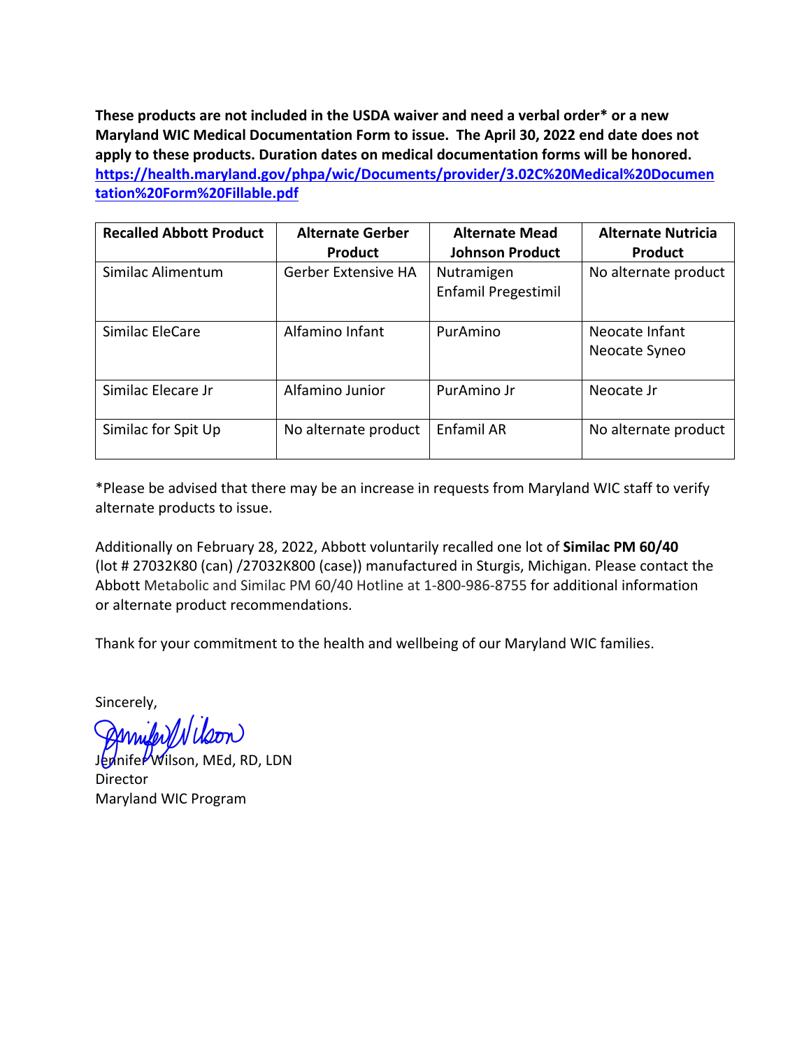**These products are not included in the USDA waiver and need a verbal order* or a new Maryland WIC Medical Documentation Form to issue. The April 30, 2022 end date does not apply to these products. Duration dates on medical documentation forms will be honored. https://health.maryland.gov/phpa/wic/Documents/provider/3.02C%20Medical%20Documentation%20Form%20Fillable.pdf**

| Recalled Abbott Product | Alternate Gerber Product | Alternate Mead Johnson Product | Alternate Nutricia Product |
|---|---|---|---|
| Similac Alimentum | Gerber Extensive HA | Nutramigen<br>Enfamil Pregestimil | No alternate product |
| Similac EleCare | Alfamino Infant | PurAmino | Neocate Infant<br>Neocate Syneo |
| Similac Elecare Jr | Alfamino Junior | PurAmino Jr | Neocate Jr |
| Similac for Spit Up | No alternate product | Enfamil AR | No alternate product |

*Please be advised that there may be an increase in requests from Maryland WIC staff to verify alternate products to issue.

Additionally on February 28, 2022, Abbott voluntarily recalled one lot of **Similac PM 60/40** (lot # 27032K80 (can) /27032K800 (case)) manufactured in Sturgis, Michigan. Please contact the Abbott Metabolic and Similac PM 60/40 Hotline at 1-800-986-8755 for additional information or alternate product recommendations.

Thank for your commitment to the health and wellbeing of our Maryland WIC families.

Sincerely,

Jennifer Wilson, MEd, RD, LDN
Director
Maryland WIC Program